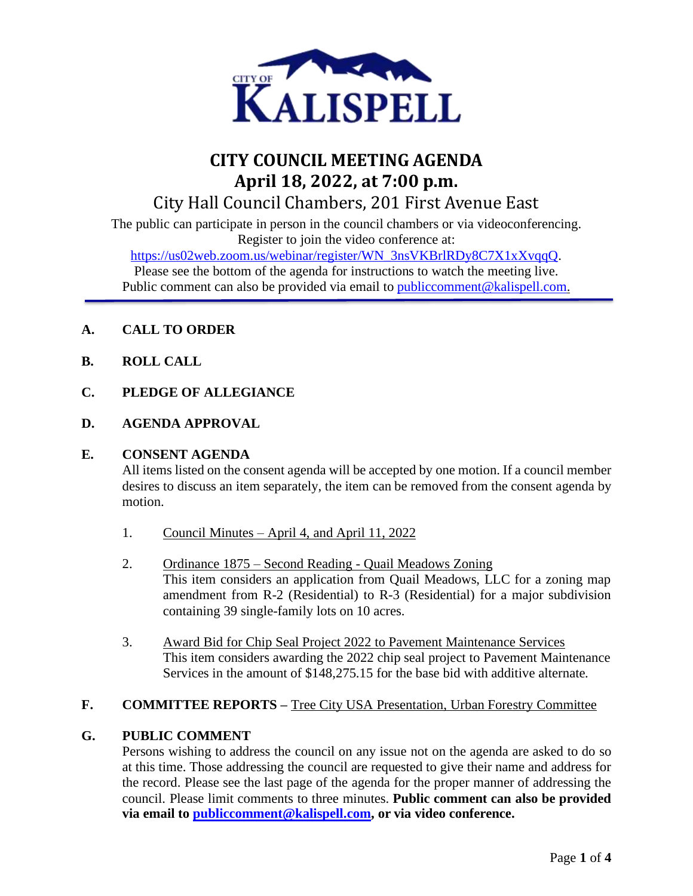CITY OF KALISPELL

# CITY COUNCIL MEETING AGENDA
## April 18, 2022, at 7:00 p.m.
### City Hall Council Chambers, 201 First Avenue East

The public can participate in person in the council chambers or via videoconferencing. Register to join the video conference at: https://us02web.zoom.us/webinar/register/WN_3nsVKBrlRDy8C7X1xXvqqQ. Please see the bottom of the agenda for instructions to watch the meeting live. Public comment can also be provided via email to publiccomment@kalispell.com.

**A. CALL TO ORDER**

**B. ROLL CALL**

**C. PLEDGE OF ALLEGIANCE**

**D. AGENDA APPROVAL**

**E. CONSENT AGENDA**

All items listed on the consent agenda will be accepted by one motion. If a council member desires to discuss an item separately, the item can be removed from the consent agenda by motion.

1. Council Minutes – April 4, and April 11, 2022

2. Ordinance 1875 – Second Reading - Quail Meadows Zoning
   This item considers an application from Quail Meadows, LLC for a zoning map amendment from R-2 (Residential) to R-3 (Residential) for a major subdivision containing 39 single-family lots on 10 acres.

3. Award Bid for Chip Seal Project 2022 to Pavement Maintenance Services
   This item considers awarding the 2022 chip seal project to Pavement Maintenance Services in the amount of $148,275.15 for the base bid with additive alternate.

**F. COMMITTEE REPORTS –** Tree City USA Presentation, Urban Forestry Committee

**G. PUBLIC COMMENT**

Persons wishing to address the council on any issue not on the agenda are asked to do so at this time. Those addressing the council are requested to give their name and address for the record. Please see the last page of the agenda for the proper manner of addressing the council. Please limit comments to three minutes. **Public comment can also be provided via email to publiccomment@kalispell.com, or via video conference.**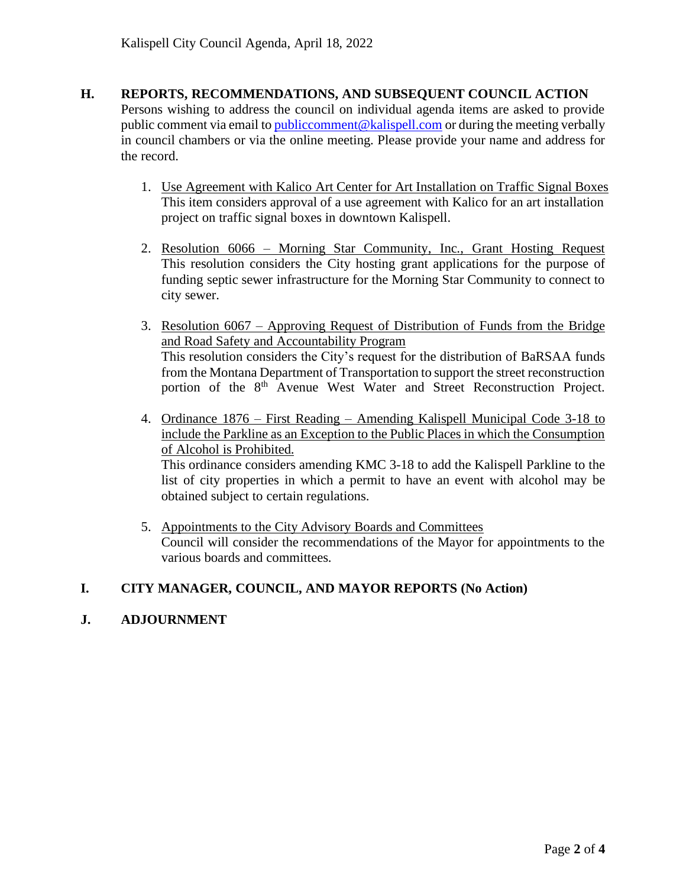## H. REPORTS, RECOMMENDATIONS, AND SUBSEQUENT COUNCIL ACTION

Persons wishing to address the council on individual agenda items are asked to provide public comment via email to publiccomment@kalispell.com or during the meeting verbally in council chambers or via the online meeting. Please provide your name and address for the record.

1. Use Agreement with Kalico Art Center for Art Installation on Traffic Signal Boxes
   This item considers approval of a use agreement with Kalico for an art installation project on traffic signal boxes in downtown Kalispell.

2. Resolution 6066 – Morning Star Community, Inc., Grant Hosting Request
   This resolution considers the City hosting grant applications for the purpose of funding septic sewer infrastructure for the Morning Star Community to connect to city sewer.

3. Resolution 6067 – Approving Request of Distribution of Funds from the Bridge and Road Safety and Accountability Program
   This resolution considers the City's request for the distribution of BaRSAA funds from the Montana Department of Transportation to support the street reconstruction portion of the 8th Avenue West Water and Street Reconstruction Project.

4. Ordinance 1876 – First Reading – Amending Kalispell Municipal Code 3-18 to include the Parkline as an Exception to the Public Places in which the Consumption of Alcohol is Prohibited.
   This ordinance considers amending KMC 3-18 to add the Kalispell Parkline to the list of city properties in which a permit to have an event with alcohol may be obtained subject to certain regulations.

5. Appointments to the City Advisory Boards and Committees
   Council will consider the recommendations of the Mayor for appointments to the various boards and committees.

## I. CITY MANAGER, COUNCIL, AND MAYOR REPORTS (No Action)

## J. ADJOURNMENT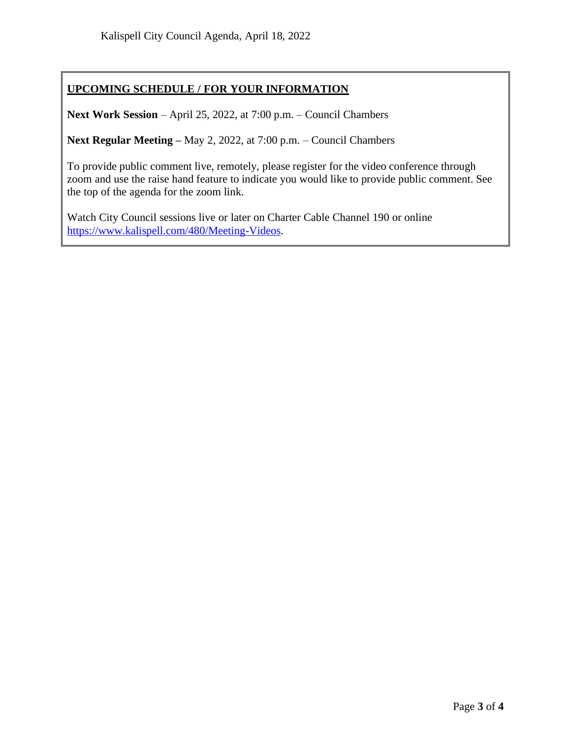## UPCOMING SCHEDULE / FOR YOUR INFORMATION

**Next Work Session** – April 25, 2022, at 7:00 p.m. – Council Chambers

**Next Regular Meeting –** May 2, 2022, at 7:00 p.m. – Council Chambers

To provide public comment live, remotely, please register for the video conference through zoom and use the raise hand feature to indicate you would like to provide public comment. See the top of the agenda for the zoom link.

Watch City Council sessions live or later on Charter Cable Channel 190 or online [https://www.kalispell.com/480/Meeting-Videos](https://www.kalispell.com/480/Meeting-Videos).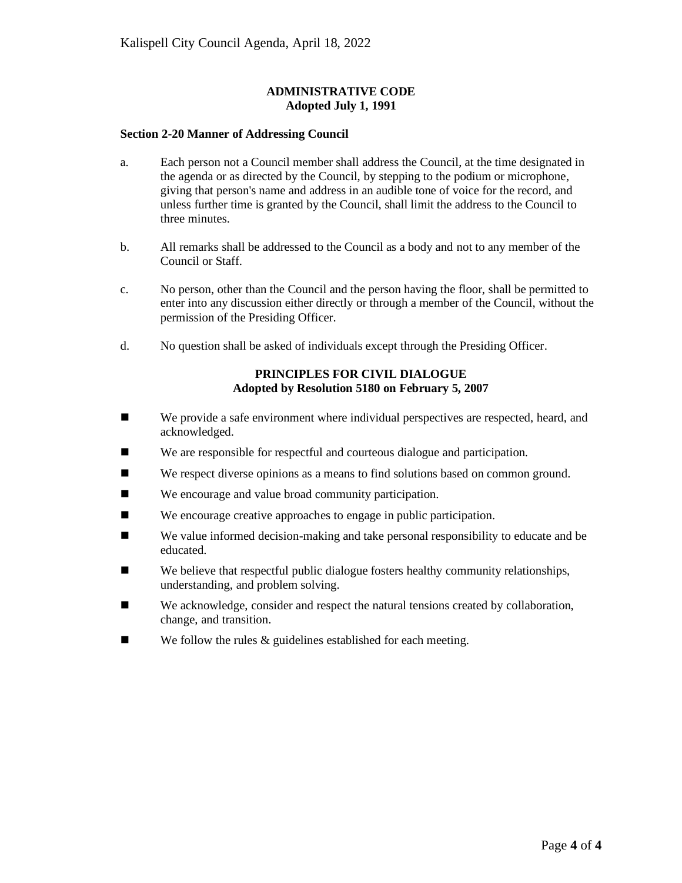## ADMINISTRATIVE CODE
**Adopted July 1, 1991**

### Section 2-20 Manner of Addressing Council

a. Each person not a Council member shall address the Council, at the time designated in the agenda or as directed by the Council, by stepping to the podium or microphone, giving that person's name and address in an audible tone of voice for the record, and unless further time is granted by the Council, shall limit the address to the Council to three minutes.

b. All remarks shall be addressed to the Council as a body and not to any member of the Council or Staff.

c. No person, other than the Council and the person having the floor, shall be permitted to enter into any discussion either directly or through a member of the Council, without the permission of the Presiding Officer.

d. No question shall be asked of individuals except through the Presiding Officer.

## PRINCIPLES FOR CIVIL DIALOGUE
**Adopted by Resolution 5180 on February 5, 2007**

- We provide a safe environment where individual perspectives are respected, heard, and acknowledged.
- We are responsible for respectful and courteous dialogue and participation.
- We respect diverse opinions as a means to find solutions based on common ground.
- We encourage and value broad community participation.
- We encourage creative approaches to engage in public participation.
- We value informed decision-making and take personal responsibility to educate and be educated.
- We believe that respectful public dialogue fosters healthy community relationships, understanding, and problem solving.
- We acknowledge, consider and respect the natural tensions created by collaboration, change, and transition.
- We follow the rules & guidelines established for each meeting.